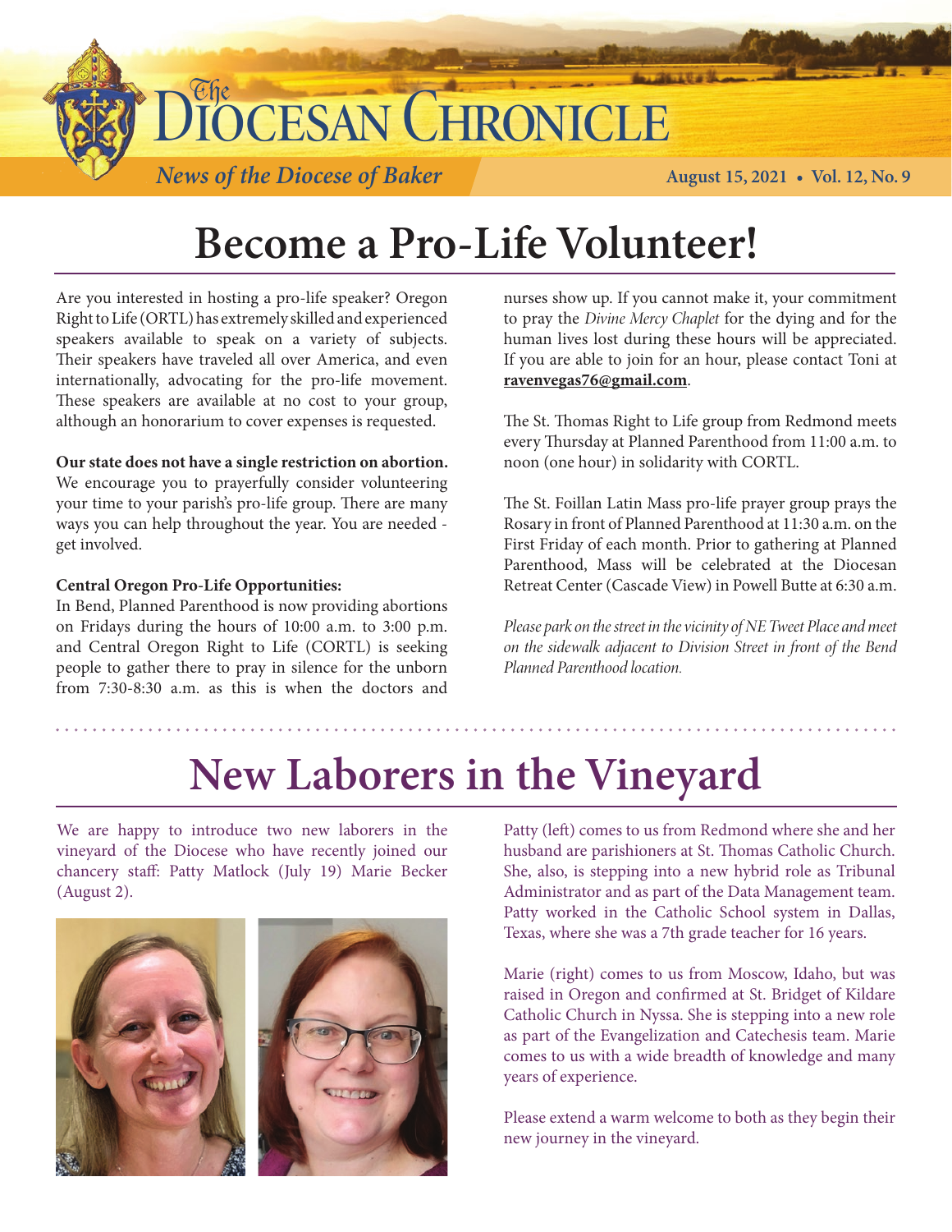# The Diocesan Chronicle

*News of the Diocese of Baker*

August 15, 2021 • Vol. 12, No. 9

# Become a Pro-Life Volunteer!

Are you interested in hosting a pro-life speaker? Oregon Right to Life (ORTL) has extremely skilled and experienced speakers available to speak on a variety of subjects. Their speakers have traveled all over America, and even internationally, advocating for the pro-life movement. These speakers are available at no cost to your group, although an honorarium to cover expenses is requested.

**Our state does not have a single restriction on abortion.** We encourage you to prayerfully consider volunteering your time to your parish's pro-life group. There are many ways you can help throughout the year. You are needed - get involved.

**Central Oregon Pro-Life Opportunities:**

In Bend, Planned Parenthood is now providing abortions on Fridays during the hours of 10:00 a.m. to 3:00 p.m. and Central Oregon Right to Life (CORTL) is seeking people to gather there to pray in silence for the unborn from 7:30-8:30 a.m. as this is when the doctors and nurses show up. If you cannot make it, your commitment to pray the *Divine Mercy Chaplet* for the dying and for the human lives lost during these hours will be appreciated. If you are able to join for an hour, please contact Toni at **ravenvegas76@gmail.com**.

The St. Thomas Right to Life group from Redmond meets every Thursday at Planned Parenthood from 11:00 a.m. to noon (one hour) in solidarity with CORTL.

The St. Foillan Latin Mass pro-life prayer group prays the Rosary in front of Planned Parenthood at 11:30 a.m. on the First Friday of each month. Prior to gathering at Planned Parenthood, Mass will be celebrated at the Diocesan Retreat Center (Cascade View) in Powell Butte at 6:30 a.m.

*Please park on the street in the vicinity of NE Tweet Place and meet on the sidewalk adjacent to Division Street in front of the Bend Planned Parenthood location.*

# New Laborers in the Vineyard

We are happy to introduce two new laborers in the vineyard of the Diocese who have recently joined our chancery staff: Patty Matlock (July 19) Marie Becker (August 2).

Patty (left) comes to us from Redmond where she and her husband are parishioners at St. Thomas Catholic Church. She, also, is stepping into a new hybrid role as Tribunal Administrator and as part of the Data Management team. Patty worked in the Catholic School system in Dallas, Texas, where she was a 7th grade teacher for 16 years.

Marie (right) comes to us from Moscow, Idaho, but was raised in Oregon and confirmed at St. Bridget of Kildare Catholic Church in Nyssa. She is stepping into a new role as part of the Evangelization and Catechesis team. Marie comes to us with a wide breadth of knowledge and many years of experience.

Please extend a warm welcome to both as they begin their new journey in the vineyard.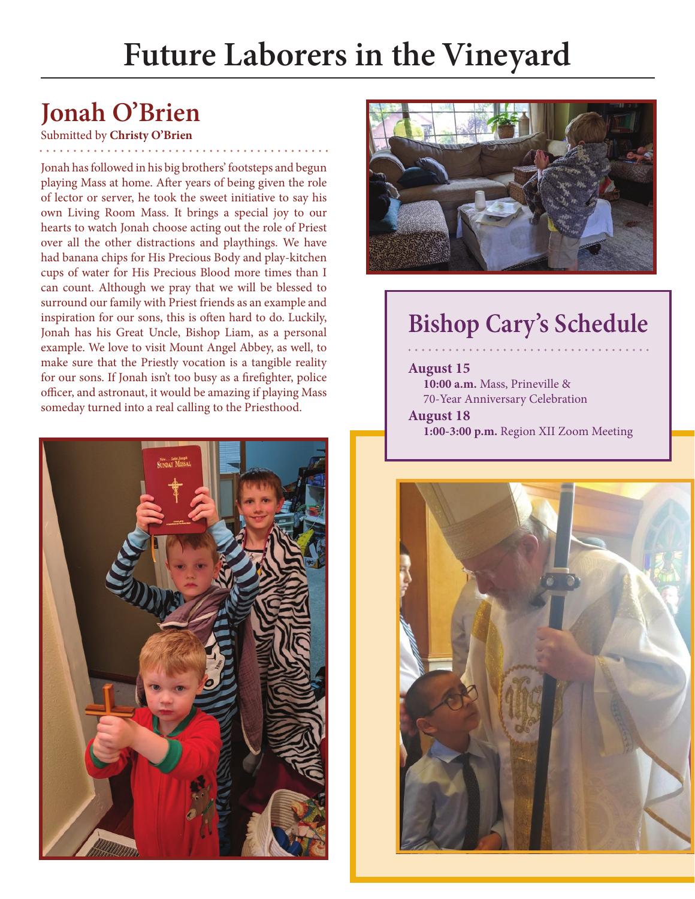# Future Laborers in the Vineyard

## Jonah O'Brien

Submitted by **Christy O'Brien**

Jonah has followed in his big brothers' footsteps and begun playing Mass at home. After years of being given the role of lector or server, he took the sweet initiative to say his own Living Room Mass. It brings a special joy to our hearts to watch Jonah choose acting out the role of Priest over all the other distractions and playthings. We have had banana chips for His Precious Body and play-kitchen cups of water for His Precious Blood more times than I can count. Although we pray that we will be blessed to surround our family with Priest friends as an example and inspiration for our sons, this is often hard to do. Luckily, Jonah has his Great Uncle, Bishop Liam, as a personal example. We love to visit Mount Angel Abbey, as well, to make sure that the Priestly vocation is a tangible reality for our sons. If Jonah isn't too busy as a firefighter, police officer, and astronaut, it would be amazing if playing Mass someday turned into a real calling to the Priesthood.

## Bishop Cary's Schedule

**August 15**
**10:00 a.m.** Mass, Prineville & 70-Year Anniversary Celebration

**August 18**
**1:00-3:00 p.m.** Region XII Zoom Meeting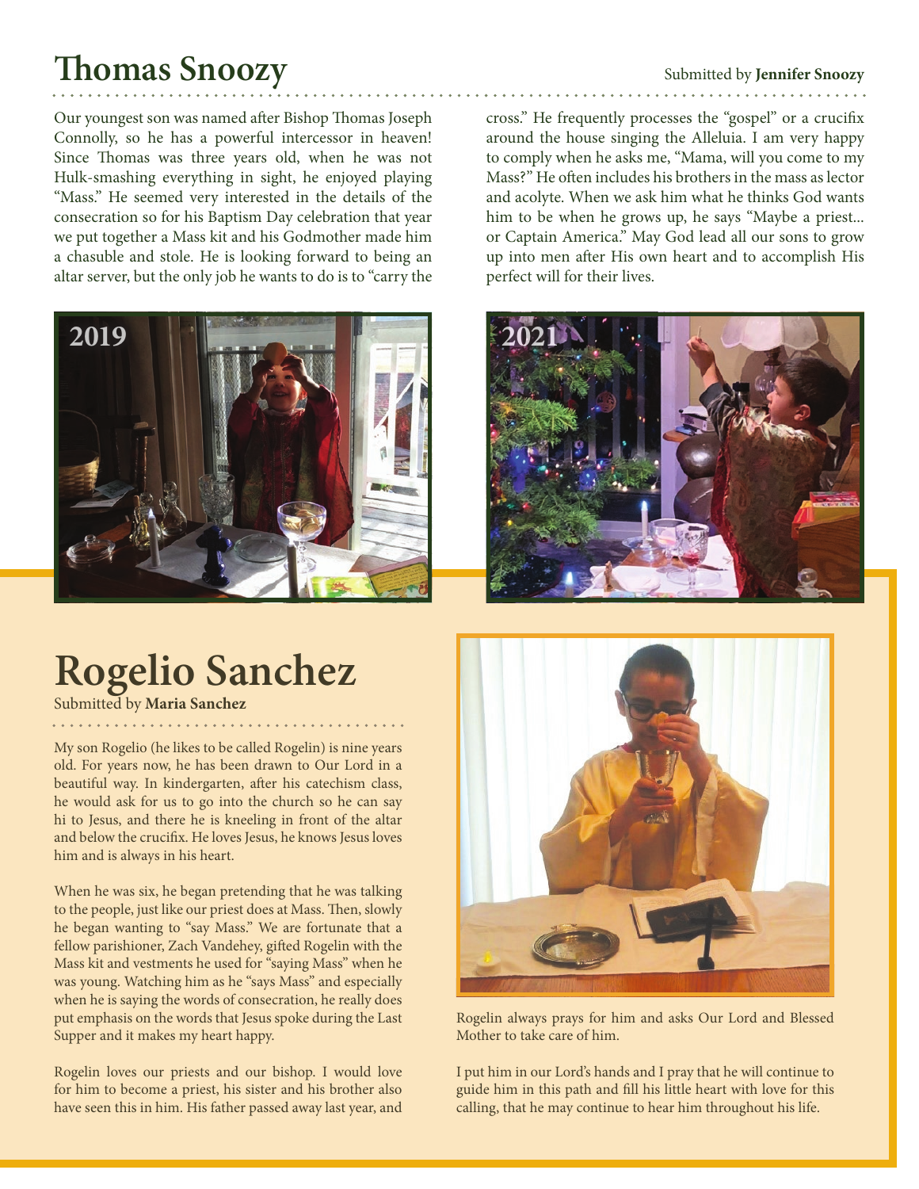# Thomas Snoozy

Submitted by **Jennifer Snoozy**

Our youngest son was named after Bishop Thomas Joseph Connolly, so he has a powerful intercessor in heaven! Since Thomas was three years old, when he was not Hulk-smashing everything in sight, he enjoyed playing "Mass." He seemed very interested in the details of the consecration so for his Baptism Day celebration that year we put together a Mass kit and his Godmother made him a chasuble and stole. He is looking forward to being an altar server, but the only job he wants to do is to "carry the cross." He frequently processes the "gospel" or a crucifix around the house singing the Alleluia. I am very happy to comply when he asks me, "Mama, will you come to my Mass?" He often includes his brothers in the mass as lector and acolyte. When we ask him what he thinks God wants him to be when he grows up, he says "Maybe a priest... or Captain America." May God lead all our sons to grow up into men after His own heart and to accomplish His perfect will for their lives.

2019

2021

# Rogelio Sanchez

Submitted by **Maria Sanchez**

My son Rogelio (he likes to be called Rogelin) is nine years old. For years now, he has been drawn to Our Lord in a beautiful way. In kindergarten, after his catechism class, he would ask for us to go into the church so he can say hi to Jesus, and there he is kneeling in front of the altar and below the crucifix. He loves Jesus, he knows Jesus loves him and is always in his heart.

When he was six, he began pretending that he was talking to the people, just like our priest does at Mass. Then, slowly he began wanting to "say Mass." We are fortunate that a fellow parishioner, Zach Vandehey, gifted Rogelin with the Mass kit and vestments he used for "saying Mass" when he was young. Watching him as he "says Mass" and especially when he is saying the words of consecration, he really does put emphasis on the words that Jesus spoke during the Last Supper and it makes my heart happy.

Rogelin loves our priests and our bishop. I would love for him to become a priest, his sister and his brother also have seen this in him. His father passed away last year, and Rogelin always prays for him and asks Our Lord and Blessed Mother to take care of him.

I put him in our Lord's hands and I pray that he will continue to guide him in this path and fill his little heart with love for this calling, that he may continue to hear him throughout his life.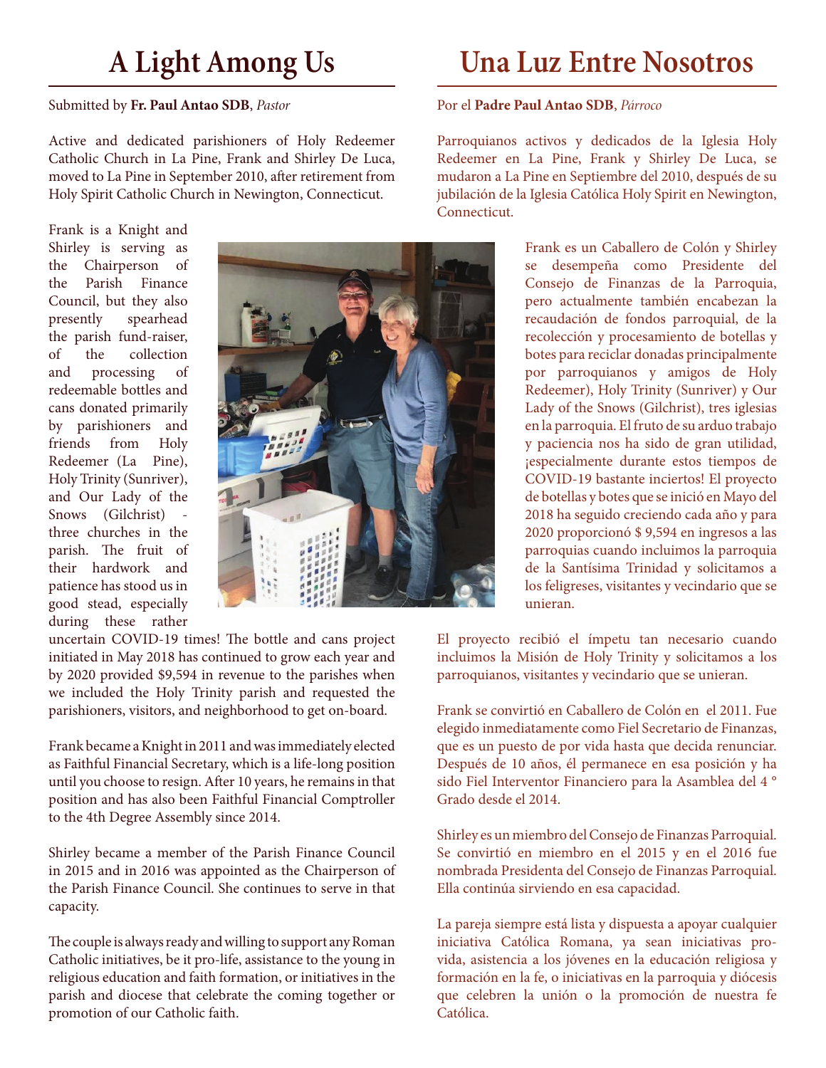# A Light Among Us

Submitted by **Fr. Paul Antao SDB**, *Pastor*

Active and dedicated parishioners of Holy Redeemer Catholic Church in La Pine, Frank and Shirley De Luca, moved to La Pine in September 2010, after retirement from Holy Spirit Catholic Church in Newington, Connecticut.

Frank is a Knight and Shirley is serving as the Chairperson of the Parish Finance Council, but they also presently spearhead the parish fund-raiser, of the collection and processing of redeemable bottles and cans donated primarily by parishioners and friends from Holy Redeemer (La Pine), Holy Trinity (Sunriver), and Our Lady of the Snows (Gilchrist) - three churches in the parish. The fruit of their hardwork and patience has stood us in good stead, especially during these rather uncertain COVID-19 times! The bottle and cans project initiated in May 2018 has continued to grow each year and by 2020 provided $9,594 in revenue to the parishes when we included the Holy Trinity parish and requested the parishioners, visitors, and neighborhood to get on-board.

Frank became a Knight in 2011 and was immediately elected as Faithful Financial Secretary, which is a life-long position until you choose to resign. After 10 years, he remains in that position and has also been Faithful Financial Comptroller to the 4th Degree Assembly since 2014.

Shirley became a member of the Parish Finance Council in 2015 and in 2016 was appointed as the Chairperson of the Parish Finance Council. She continues to serve in that capacity.

The couple is always ready and willing to support any Roman Catholic initiatives, be it pro-life, assistance to the young in religious education and faith formation, or initiatives in the parish and diocese that celebrate the coming together or promotion of our Catholic faith.

# Una Luz Entre Nosotros

Por el **Padre Paul Antao SDB**, *Párroco*

Parroquianos activos y dedicados de la Iglesia Holy Redeemer en La Pine, Frank y Shirley De Luca, se mudaron a La Pine en Septiembre del 2010, después de su jubilación de la Iglesia Católica Holy Spirit en Newington, Connecticut.

Frank es un Caballero de Colón y Shirley se desempeña como Presidente del Consejo de Finanzas de la Parroquia, pero actualmente también encabezan la recaudación de fondos parroquial, de la recolección y procesamiento de botellas y botes para reciclar donadas principalmente por parroquianos y amigos de Holy Redeemer), Holy Trinity (Sunriver) y Our Lady of the Snows (Gilchrist), tres iglesias en la parroquia. El fruto de su arduo trabajo y paciencia nos ha sido de gran utilidad, ¡especialmente durante estos tiempos de COVID-19 bastante inciertos! El proyecto de botellas y botes que se inició en Mayo del 2018 ha seguido creciendo cada año y para 2020 proporcionó $ 9,594 en ingresos a las parroquias cuando incluimos la parroquia de la Santísima Trinidad y solicitamos a los feligreses, visitantes y vecindario que se unieran.

El proyecto recibió el ímpetu tan necesario cuando incluimos la Misión de Holy Trinity y solicitamos a los parroquianos, visitantes y vecindario que se unieran.

Frank se convirtió en Caballero de Colón en el 2011. Fue elegido inmediatamente como Fiel Secretario de Finanzas, que es un puesto de por vida hasta que decida renunciar. Después de 10 años, él permanece en esa posición y ha sido Fiel Interventor Financiero para la Asamblea del 4 ° Grado desde el 2014.

Shirley es un miembro del Consejo de Finanzas Parroquial. Se convirtió en miembro en el 2015 y en el 2016 fue nombrada Presidenta del Consejo de Finanzas Parroquial. Ella continúa sirviendo en esa capacidad.

La pareja siempre está lista y dispuesta a apoyar cualquier iniciativa Católica Romana, ya sean iniciativas pro-vida, asistencia a los jóvenes en la educación religiosa y formación en la fe, o iniciativas en la parroquia y diócesis que celebren la unión o la promoción de nuestra fe Católica.